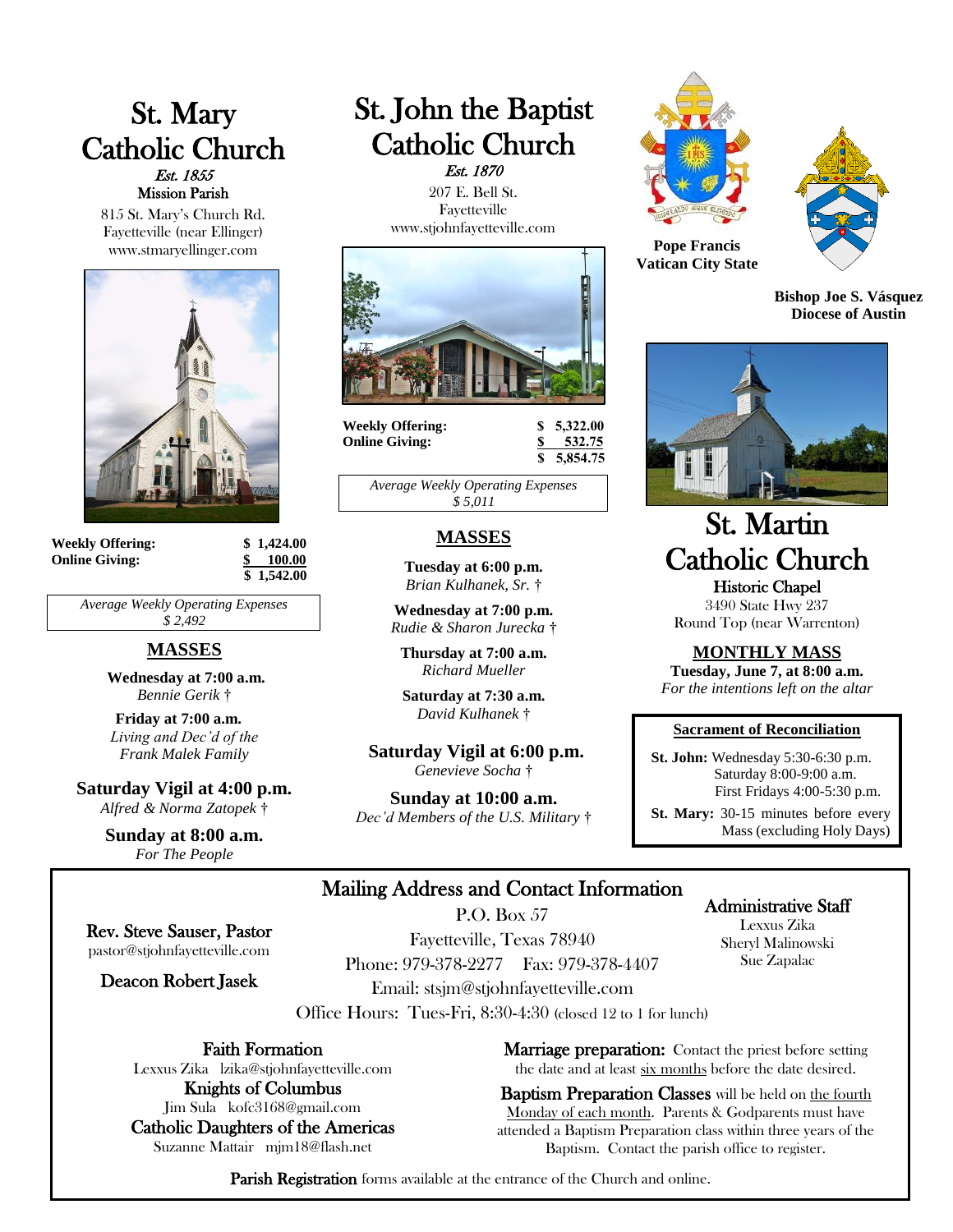# St. Mary Catholic Church

*Est. 1855*

Mission Parish

815 St. Mary's Church Rd.
Fayetteville (near Ellinger)
www.stmaryellinger.com

| | |
|---|---|
| **Weekly Offering:** | **$ 1,424.00** |
| **Online Giving:** | **$ 100.00** |
| | **$ 1,542.00** |

*Average Weekly Operating Expenses*
*$ 2,492*

## MASSES

**Wednesday at 7:00 a.m.**
*Bennie Gerik †*

**Friday at 7:00 a.m.**
*Living and Dec'd of the Frank Malek Family*

**Saturday Vigil at 4:00 p.m.**
*Alfred & Norma Zatopek †*

**Sunday at 8:00 a.m.**
*For The People*

# St. John the Baptist Catholic Church

*Est. 1870*

207 E. Bell St.
Fayetteville
www.stjohnfayetteville.com

| | |
|---|---|
| **Weekly Offering:** | **$ 5,322.00** |
| **Online Giving:** | **$ 532.75** |
| | **$ 5,854.75** |

*Average Weekly Operating Expenses*
*$ 5,011*

## MASSES

**Tuesday at 6:00 p.m.**
*Brian Kulhanek, Sr. †*

**Wednesday at 7:00 p.m.**
*Rudie & Sharon Jurecka †*

**Thursday at 7:00 a.m.**
*Richard Mueller*

**Saturday at 7:30 a.m.**
*David Kulhanek †*

**Saturday Vigil at 6:00 p.m.**
*Genevieve Socha †*

**Sunday at 10:00 a.m.**
*Dec'd Members of the U.S. Military †*

**Pope Francis**
**Vatican City State**

**Bishop Joe S. Vásquez**
**Diocese of Austin**

# St. Martin Catholic Church

Historic Chapel

3490 State Hwy 237
Round Top (near Warrenton)

## MONTHLY MASS

**Tuesday, June 7, at 8:00 a.m.**
*For the intentions left on the altar*

### Sacrament of Reconciliation

**St. John:** Wednesday 5:30-6:30 p.m.
Saturday 8:00-9:00 a.m.
First Fridays 4:00-5:30 p.m.

**St. Mary:** 30-15 minutes before every Mass (excluding Holy Days)

## Mailing Address and Contact Information

P.O. Box 57
Fayetteville, Texas 78940
Phone: 979-378-2277 Fax: 979-378-4407
Email: stsjm@stjohnfayetteville.com
Office Hours: Tues-Fri, 8:30-4:30 (closed 12 to 1 for lunch)

**Rev. Steve Sauser, Pastor**
pastor@stjohnfayetteville.com

**Deacon Robert Jasek**

**Administrative Staff**
Lexxus Zika
Sheryl Malinowski
Sue Zapalac

**Faith Formation**
Lexxus Zika lzika@stjohnfayetteville.com

**Knights of Columbus**
Jim Sula kofc3168@gmail.com

**Catholic Daughters of the Americas**
Suzanne Mattair mjm18@flash.net

**Marriage preparation:** Contact the priest before setting the date and at least six months before the date desired.

**Baptism Preparation Classes** will be held on the fourth Monday of each month. Parents & Godparents must have attended a Baptism Preparation class within three years of the Baptism. Contact the parish office to register.

**Parish Registration** forms available at the entrance of the Church and online.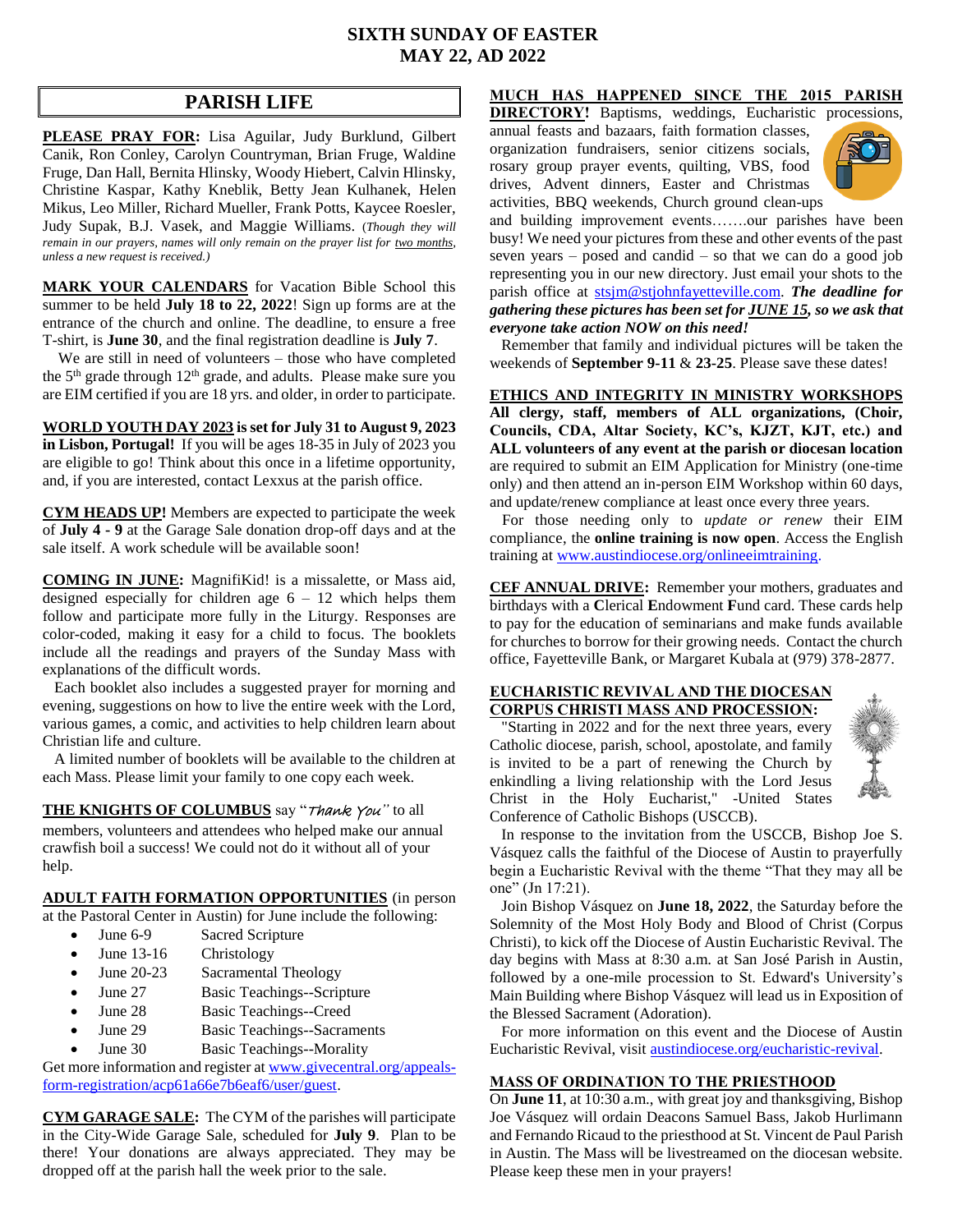# SIXTH SUNDAY OF EASTER
# MAY 22, AD 2022

## PARISH LIFE

**PLEASE PRAY FOR:** Lisa Aguilar, Judy Burklund, Gilbert Canik, Ron Conley, Carolyn Countryman, Brian Fruge, Waldine Fruge, Dan Hall, Bernita Hlinsky, Woody Hiebert, Calvin Hlinsky, Christine Kaspar, Kathy Kneblik, Betty Jean Kulhanek, Helen Mikus, Leo Miller, Richard Mueller, Frank Potts, Kaycee Roesler, Judy Supak, B.J. Vasek, and Maggie Williams. (*Though they will remain in our prayers, names will only remain on the prayer list for two months, unless a new request is received.)*

**MARK YOUR CALENDARS** for Vacation Bible School this summer to be held **July 18 to 22, 2022**! Sign up forms are at the entrance of the church and online. The deadline, to ensure a free T-shirt, is **June 30**, and the final registration deadline is **July 7**.

We are still in need of volunteers – those who have completed the 5th grade through 12th grade, and adults. Please make sure you are EIM certified if you are 18 yrs. and older, in order to participate.

**WORLD YOUTH DAY 2023 is set for July 31 to August 9, 2023 in Lisbon, Portugal!** If you will be ages 18-35 in July of 2023 you are eligible to go! Think about this once in a lifetime opportunity, and, if you are interested, contact Lexxus at the parish office.

**CYM HEADS UP!** Members are expected to participate the week of **July 4 - 9** at the Garage Sale donation drop-off days and at the sale itself. A work schedule will be available soon!

**COMING IN JUNE:** MagnifiKid! is a missalette, or Mass aid, designed especially for children age 6 – 12 which helps them follow and participate more fully in the Liturgy. Responses are color-coded, making it easy for a child to focus. The booklets include all the readings and prayers of the Sunday Mass with explanations of the difficult words.

Each booklet also includes a suggested prayer for morning and evening, suggestions on how to live the entire week with the Lord, various games, a comic, and activities to help children learn about Christian life and culture.

A limited number of booklets will be available to the children at each Mass. Please limit your family to one copy each week.

**THE KNIGHTS OF COLUMBUS** say "*Thank You*" to all members, volunteers and attendees who helped make our annual crawfish boil a success! We could not do it without all of your help.

**ADULT FAITH FORMATION OPPORTUNITIES** (in person at the Pastoral Center in Austin) for June include the following:

- June 6-9 Sacred Scripture
- June 13-16 Christology
- June 20-23 Sacramental Theology
- June 27 Basic Teachings--Scripture
- June 28 Basic Teachings--Creed
- June 29 Basic Teachings--Sacraments
- June 30 Basic Teachings--Morality

Get more information and register at www.givecentral.org/appeals-form-registration/acp61a66e7b6eaf6/user/guest.

**CYM GARAGE SALE:** The CYM of the parishes will participate in the City-Wide Garage Sale, scheduled for **July 9**. Plan to be there! Your donations are always appreciated. They may be dropped off at the parish hall the week prior to the sale.

**MUCH HAS HAPPENED SINCE THE 2015 PARISH DIRECTORY!** Baptisms, weddings, Eucharistic processions, annual feasts and bazaars, faith formation classes, organization fundraisers, senior citizens socials, rosary group prayer events, quilting, VBS, food drives, Advent dinners, Easter and Christmas activities, BBQ weekends, Church ground clean-ups and building improvement events…….our parishes have been busy! We need your pictures from these and other events of the past seven years – posed and candid – so that we can do a good job representing you in our new directory. Just email your shots to the parish office at stsjm@stjohnfayetteville.com. ***The deadline for gathering these pictures has been set for JUNE 15, so we ask that everyone take action NOW on this need!***

Remember that family and individual pictures will be taken the weekends of **September 9-11** & **23-25**. Please save these dates!

**ETHICS AND INTEGRITY IN MINISTRY WORKSHOPS**
**All clergy, staff, members of ALL organizations, (Choir, Councils, CDA, Altar Society, KC's, KJZT, KJT, etc.) and ALL volunteers of any event at the parish or diocesan location** are required to submit an EIM Application for Ministry (one-time only) and then attend an in-person EIM Workshop within 60 days, and update/renew compliance at least once every three years.

For those needing only to *update or renew* their EIM compliance, the **online training is now open**. Access the English training at www.austindiocese.org/onlineeimtraining.

**CEF ANNUAL DRIVE:** Remember your mothers, graduates and birthdays with a **C**lerical **E**ndowment **F**und card. These cards help to pay for the education of seminarians and make funds available for churches to borrow for their growing needs. Contact the church office, Fayetteville Bank, or Margaret Kubala at (979) 378-2877.

**EUCHARISTIC REVIVAL AND THE DIOCESAN CORPUS CHRISTI MASS AND PROCESSION:**
"Starting in 2022 and for the next three years, every Catholic diocese, parish, school, apostolate, and family is invited to be a part of renewing the Church by enkindling a living relationship with the Lord Jesus Christ in the Holy Eucharist," -United States Conference of Catholic Bishops (USCCB).

In response to the invitation from the USCCB, Bishop Joe S. Vásquez calls the faithful of the Diocese of Austin to prayerfully begin a Eucharistic Revival with the theme "That they may all be one" (Jn 17:21).

Join Bishop Vásquez on **June 18, 2022**, the Saturday before the Solemnity of the Most Holy Body and Blood of Christ (Corpus Christi), to kick off the Diocese of Austin Eucharistic Revival. The day begins with Mass at 8:30 a.m. at San José Parish in Austin, followed by a one-mile procession to St. Edward's University's Main Building where Bishop Vásquez will lead us in Exposition of the Blessed Sacrament (Adoration).

For more information on this event and the Diocese of Austin Eucharistic Revival, visit austindiocese.org/eucharistic-revival.

**MASS OF ORDINATION TO THE PRIESTHOOD**
On **June 11**, at 10:30 a.m., with great joy and thanksgiving, Bishop Joe Vásquez will ordain Deacons Samuel Bass, Jakob Hurlimann and Fernando Ricaud to the priesthood at St. Vincent de Paul Parish in Austin. The Mass will be livestreamed on the diocesan website. Please keep these men in your prayers!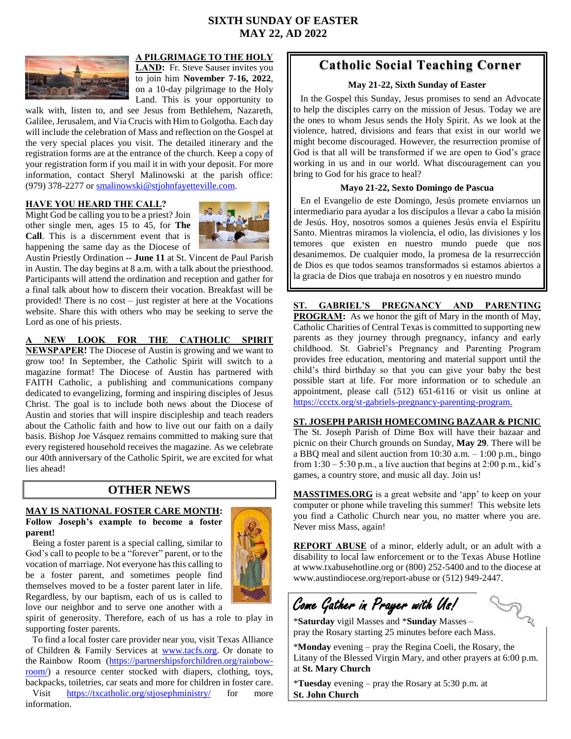# SIXTH SUNDAY OF EASTER
# MAY 22, AD 2022

**A PILGRIMAGE TO THE HOLY LAND:** Fr. Steve Sauser invites you to join him **November 7-16, 2022**, on a 10-day pilgrimage to the Holy Land. This is your opportunity to walk with, listen to, and see Jesus from Bethlehem, Nazareth, Galilee, Jerusalem, and Via Crucis with Him to Golgotha. Each day will include the celebration of Mass and reflection on the Gospel at the very special places you visit. The detailed itinerary and the registration forms are at the entrance of the church. Keep a copy of your registration form if you mail it in with your deposit. For more information, contact Sheryl Malinowski at the parish office: (979) 378-2277 or smalinowski@stjohnfayetteville.com.

**HAVE YOU HEARD THE CALL?** Might God be calling you to be a priest? Join other single men, ages 15 to 45, for **The Call**. This is a discernment event that is happening the same day as the Diocese of Austin Priestly Ordination -- **June 11** at St. Vincent de Paul Parish in Austin. The day begins at 8 a.m. with a talk about the priesthood. Participants will attend the ordination and reception and gather for a final talk about how to discern their vocation. Breakfast will be provided! There is no cost – just register at here at the Vocations website. Share this with others who may be seeking to serve the Lord as one of his priests.

**A NEW LOOK FOR THE CATHOLIC SPIRIT NEWSPAPER!** The Diocese of Austin is growing and we want to grow too! In September, the Catholic Spirit will switch to a magazine format! The Diocese of Austin has partnered with FAITH Catholic, a publishing and communications company dedicated to evangelizing, forming and inspiring disciples of Jesus Christ. The goal is to include both news about the Diocese of Austin and stories that will inspire discipleship and teach readers about the Catholic faith and how to live out our faith on a daily basis. Bishop Joe Vásquez remains committed to making sure that every registered household receives the magazine. As we celebrate our 40th anniversary of the Catholic Spirit, we are excited for what lies ahead!

## OTHER NEWS

**MAY IS NATIONAL FOSTER CARE MONTH:**
**Follow Joseph's example to become a foster parent!**

Being a foster parent is a special calling, similar to God's call to people to be a "forever" parent, or to the vocation of marriage. Not everyone has this calling to be a foster parent, and sometimes people find themselves moved to be a foster parent later in life. Regardless, by our baptism, each of us is called to love our neighbor and to serve one another with a spirit of generosity. Therefore, each of us has a role to play in supporting foster parents.

To find a local foster care provider near you, visit Texas Alliance of Children & Family Services at www.tacfs.org. Or donate to the Rainbow Room (https://partnershipsforchildren.org/rainbow-room/) a resource center stocked with diapers, clothing, toys, backpacks, toiletries, car seats and more for children in foster care.

Visit https://txcatholic.org/stjosephministry/ for more information.

## Catholic Social Teaching Corner

**May 21-22, Sixth Sunday of Easter**

In the Gospel this Sunday, Jesus promises to send an Advocate to help the disciples carry on the mission of Jesus. Today we are the ones to whom Jesus sends the Holy Spirit. As we look at the violence, hatred, divisions and fears that exist in our world we might become discouraged. However, the resurrection promise of God is that all will be transformed if we are open to God's grace working in us and in our world. What discouragement can you bring to God for his grace to heal?

**Mayo 21-22, Sexto Domingo de Pascua**

En el Evangelio de este Domingo, Jesús promete enviarnos un intermediario para ayudar a los discípulos a llevar a cabo la misión de Jesús. Hoy, nosotros somos a quienes Jesús envía el Espíritu Santo. Mientras miramos la violencia, el odio, las divisiones y los temores que existen en nuestro mundo puede que nos desanimemos. De cualquier modo, la promesa de la resurrección de Dios es que todos seamos transformados si estamos abiertos a la gracia de Dios que trabaja en nosotros y en nuestro mundo

**ST. GABRIEL'S PREGNANCY AND PARENTING PROGRAM:** As we honor the gift of Mary in the month of May, Catholic Charities of Central Texas is committed to supporting new parents as they journey through pregnancy, infancy and early childhood. St. Gabriel's Pregnancy and Parenting Program provides free education, mentoring and material support until the child's third birthday so that you can give your baby the best possible start at life. For more information or to schedule an appointment, please call (512) 651-6116 or visit us online at https://ccctx.org/st-gabriels-pregnancy-parenting-program.

**ST. JOSEPH PARISH HOMECOMING BAZAAR & PICNIC**
The St. Joseph Parish of Dime Box will have their bazaar and picnic on their Church grounds on Sunday, **May 29**. There will be a BBQ meal and silent auction from 10:30 a.m. – 1:00 p.m., bingo from 1:30 – 5:30 p.m., a live auction that begins at 2:00 p.m., kid's games, a country store, and music all day. Join us!

**MASSTIMES.ORG** is a great website and 'app' to keep on your computer or phone while traveling this summer! This website lets you find a Catholic Church near you, no matter where you are. Never miss Mass, again!

**REPORT ABUSE** of a minor, elderly adult, or an adult with a disability to local law enforcement or to the Texas Abuse Hotline at www.txabusehotline.org or (800) 252-5400 and to the diocese at www.austindiocese.org/report-abuse or (512) 949-2447.

## *Come Gather in Prayer with Us!*

*__Saturday__ vigil Masses and *__Sunday__ Masses – pray the Rosary starting 25 minutes before each Mass.

*__Monday__ evening – pray the Regina Coeli, the Rosary, the Litany of the Blessed Virgin Mary, and other prayers at 6:00 p.m. at **St. Mary Church**

*__Tuesday__ evening – pray the Rosary at 5:30 p.m. at **St. John Church**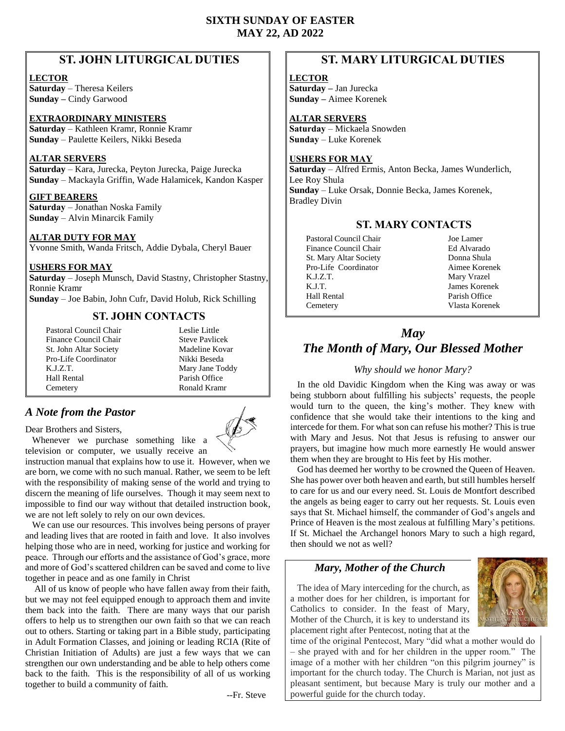**SIXTH SUNDAY OF EASTER**
**MAY 22, AD 2022**

## ST. JOHN LITURGICAL DUTIES

**LECTOR**
**Saturday** – Theresa Keilers
**Sunday –** Cindy Garwood

**EXTRAORDINARY MINISTERS**
**Saturday** – Kathleen Kramr, Ronnie Kramr
**Sunday** – Paulette Keilers, Nikki Beseda

**ALTAR SERVERS**
**Saturday** – Kara, Jurecka, Peyton Jurecka, Paige Jurecka
**Sunday** – Mackayla Griffin, Wade Halamicek, Kandon Kasper

**GIFT BEARERS**
**Saturday** – Jonathan Noska Family
**Sunday** – Alvin Minarcik Family

**ALTAR DUTY FOR MAY**
Yvonne Smith, Wanda Fritsch, Addie Dybala, Cheryl Bauer

**USHERS FOR MAY**
**Saturday** – Joseph Munsch, David Stastny, Christopher Stastny, Ronnie Kramr
**Sunday** – Joe Babin, John Cufr, David Holub, Rick Schilling

## ST. JOHN CONTACTS

| | |
|---|---|
| Pastoral Council Chair | Leslie Little |
| Finance Council Chair | Steve Pavlicek |
| St. John Altar Society | Madeline Kovar |
| Pro-Life Coordinator | Nikki Beseda |
| K.J.Z.T. | Mary Jane Toddy |
| Hall Rental | Parish Office |
| Cemetery | Ronald Kramr |

## *A Note from the Pastor*

Dear Brothers and Sisters,

Whenever we purchase something like a television or computer, we usually receive an instruction manual that explains how to use it. However, when we are born, we come with no such manual. Rather, we seem to be left with the responsibility of making sense of the world and trying to discern the meaning of life ourselves. Though it may seem next to impossible to find our way without that detailed instruction book, we are not left solely to rely on our own devices.

We can use our resources. This involves being persons of prayer and leading lives that are rooted in faith and love. It also involves helping those who are in need, working for justice and working for peace. Through our efforts and the assistance of God's grace, more and more of God's scattered children can be saved and come to live together in peace and as one family in Christ

All of us know of people who have fallen away from their faith, but we may not feel equipped enough to approach them and invite them back into the faith. There are many ways that our parish offers to help us to strengthen our own faith so that we can reach out to others. Starting or taking part in a Bible study, participating in Adult Formation Classes, and joining or leading RCIA (Rite of Christian Initiation of Adults) are just a few ways that we can strengthen our own understanding and be able to help others come back to the faith. This is the responsibility of all of us working together to build a community of faith.

--Fr. Steve

## ST. MARY LITURGICAL DUTIES

**LECTOR**
**Saturday –** Jan Jurecka
**Sunday –** Aimee Korenek

**ALTAR SERVERS**
**Saturday** – Mickaela Snowden
**Sunday** – Luke Korenek

**USHERS FOR MAY**
**Saturday** – Alfred Ermis, Anton Becka, James Wunderlich, Lee Roy Shula
**Sunday** – Luke Orsak, Donnie Becka, James Korenek, Bradley Divin

## ST. MARY CONTACTS

| | |
|---|---|
| Pastoral Council Chair | Joe Lamer |
| Finance Council Chair | Ed Alvarado |
| St. Mary Altar Society | Donna Shula |
| Pro-Life Coordinator | Aimee Korenek |
| K.J.Z.T. | Mary Vrazel |
| K.J.T. | James Korenek |
| Hall Rental | Parish Office |
| Cemetery | Vlasta Korenek |

## *May*
## *The Month of Mary, Our Blessed Mother*

*Why should we honor Mary?*

In the old Davidic Kingdom when the King was away or was being stubborn about fulfilling his subjects' requests, the people would turn to the queen, the king's mother. They knew with confidence that she would take their intentions to the king and intercede for them. For what son can refuse his mother? This is true with Mary and Jesus. Not that Jesus is refusing to answer our prayers, but imagine how much more earnestly He would answer them when they are brought to His feet by His mother.

God has deemed her worthy to be crowned the Queen of Heaven. She has power over both heaven and earth, but still humbles herself to care for us and our every need. St. Louis de Montfort described the angels as being eager to carry out her requests. St. Louis even says that St. Michael himself, the commander of God's angels and Prince of Heaven is the most zealous at fulfilling Mary's petitions. If St. Michael the Archangel honors Mary to such a high regard, then should we not as well?

### *Mary, Mother of the Church*

The idea of Mary interceding for the church, as a mother does for her children, is important for Catholics to consider. In the feast of Mary, Mother of the Church, it is key to understand its placement right after Pentecost, noting that at the time of the original Pentecost, Mary "did what a mother would do – she prayed with and for her children in the upper room." The image of a mother with her children "on this pilgrim journey" is important for the church today. The Church is Marian, not just as pleasant sentiment, but because Mary is truly our mother and a powerful guide for the church today.